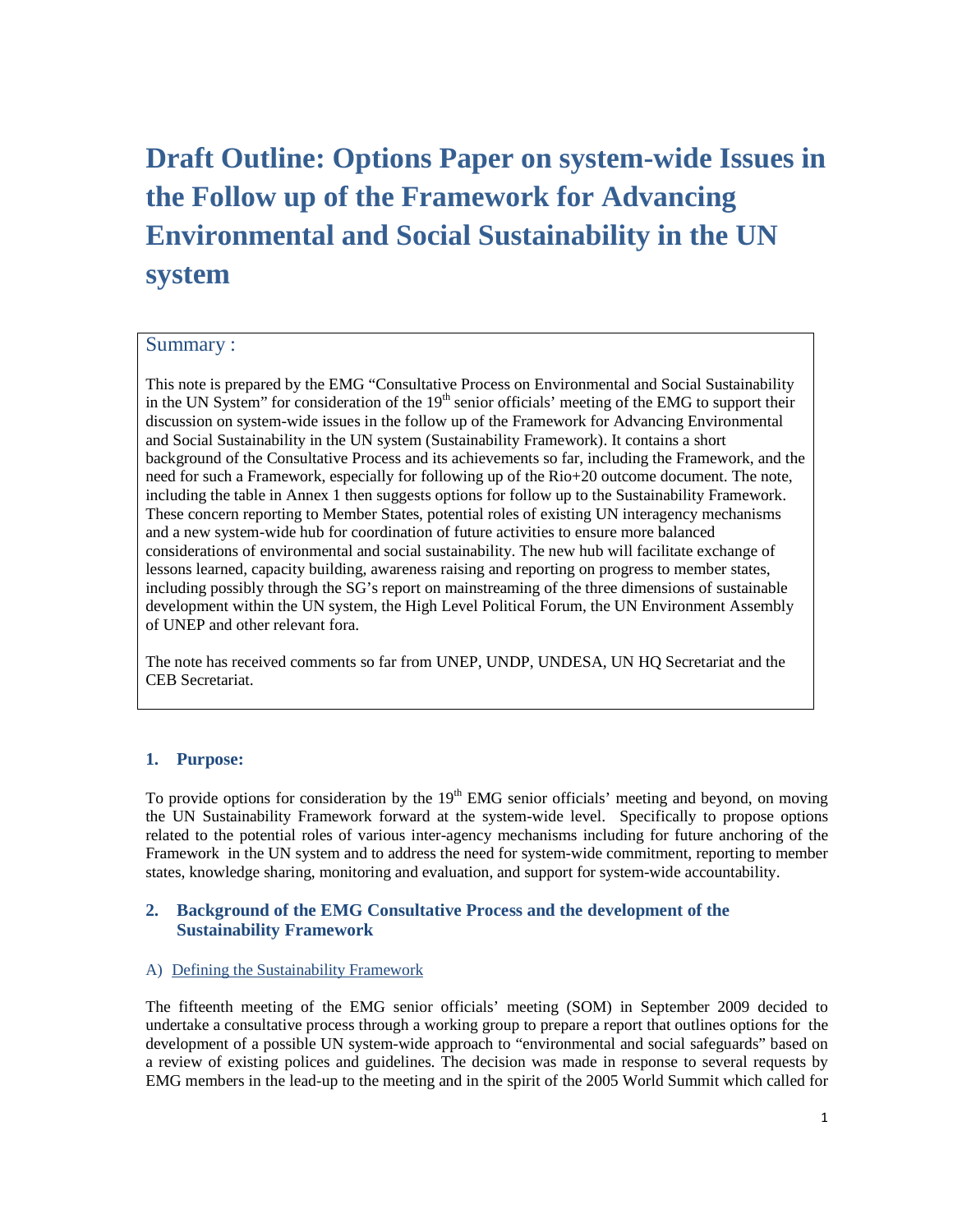# Draft Outline: Options Paper on system-wide Issues in the Follow up of the Framework for Advancing Environmental and Social Sustainability in the UN system

## Summary :

This note is prepared by the EMG "Consultative Process on Environmental and Social Sustainability in the UN System" for consideration of the 19th senior officials' meeting of the EMG to support their discussion on system-wide issues in the follow up of the Framework for Advancing Environmental and Social Sustainability in the UN system (Sustainability Framework). It contains a short background of the Consultative Process and its achievements so far, including the Framework, and the need for such a Framework, especially for following up of the Rio+20 outcome document. The note, including the table in Annex 1 then suggests options for follow up to the Sustainability Framework. These concern reporting to Member States, potential roles of existing UN interagency mechanisms and a new system-wide hub for coordination of future activities to ensure more balanced considerations of environmental and social sustainability. The new hub will facilitate exchange of lessons learned, capacity building, awareness raising and reporting on progress to member states, including possibly through the SG's report on mainstreaming of the three dimensions of sustainable development within the UN system, the High Level Political Forum, the UN Environment Assembly of UNEP and other relevant fora.

The note has received comments so far from UNEP, UNDP, UNDESA, UN HQ Secretariat and the CEB Secretariat.

### 1. Purpose:

To provide options for consideration by the 19th EMG senior officials' meeting and beyond, on moving the UN Sustainability Framework forward at the system-wide level. Specifically to propose options related to the potential roles of various inter-agency mechanisms including for future anchoring of the Framework in the UN system and to address the need for system-wide commitment, reporting to member states, knowledge sharing, monitoring and evaluation, and support for system-wide accountability.

### 2. Background of the EMG Consultative Process and the development of the Sustainability Framework

#### A) Defining the Sustainability Framework

The fifteenth meeting of the EMG senior officials' meeting (SOM) in September 2009 decided to undertake a consultative process through a working group to prepare a report that outlines options for the development of a possible UN system-wide approach to "environmental and social safeguards" based on a review of existing polices and guidelines. The decision was made in response to several requests by EMG members in the lead-up to the meeting and in the spirit of the 2005 World Summit which called for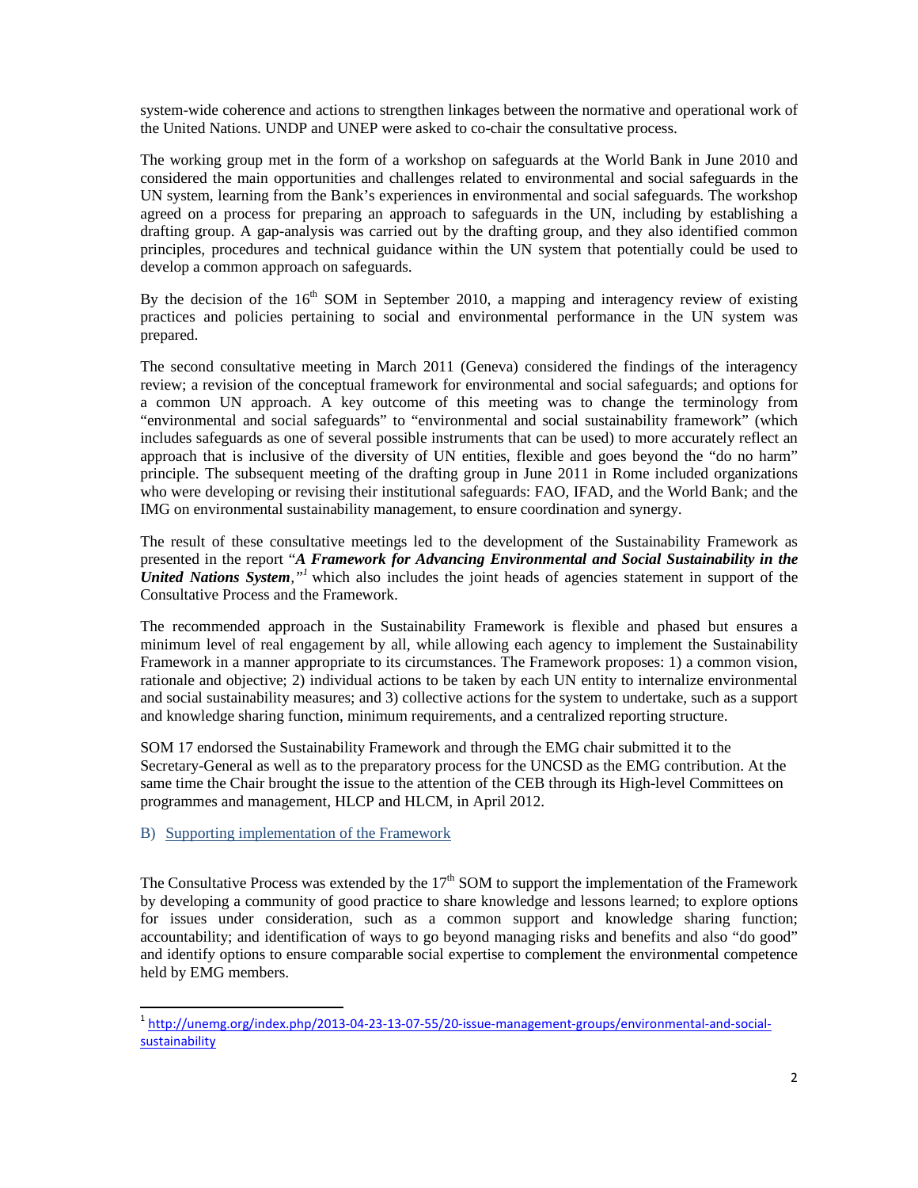system-wide coherence and actions to strengthen linkages between the normative and operational work of the United Nations. UNDP and UNEP were asked to co-chair the consultative process.

The working group met in the form of a workshop on safeguards at the World Bank in June 2010 and considered the main opportunities and challenges related to environmental and social safeguards in the UN system, learning from the Bank's experiences in environmental and social safeguards. The workshop agreed on a process for preparing an approach to safeguards in the UN, including by establishing a drafting group. A gap-analysis was carried out by the drafting group, and they also identified common principles, procedures and technical guidance within the UN system that potentially could be used to develop a common approach on safeguards.

By the decision of the 16th SOM in September 2010, a mapping and interagency review of existing practices and policies pertaining to social and environmental performance in the UN system was prepared.

The second consultative meeting in March 2011 (Geneva) considered the findings of the interagency review; a revision of the conceptual framework for environmental and social safeguards; and options for a common UN approach. A key outcome of this meeting was to change the terminology from "environmental and social safeguards" to "environmental and social sustainability framework" (which includes safeguards as one of several possible instruments that can be used) to more accurately reflect an approach that is inclusive of the diversity of UN entities, flexible and goes beyond the "do no harm" principle. The subsequent meeting of the drafting group in June 2011 in Rome included organizations who were developing or revising their institutional safeguards: FAO, IFAD, and the World Bank; and the IMG on environmental sustainability management, to ensure coordination and synergy.

The result of these consultative meetings led to the development of the Sustainability Framework as presented in the report "***A Framework for Advancing Environmental and Social Sustainability in the United Nations System**,"*[1] which also includes the joint heads of agencies statement in support of the Consultative Process and the Framework.

The recommended approach in the Sustainability Framework is flexible and phased but ensures a minimum level of real engagement by all, while allowing each agency to implement the Sustainability Framework in a manner appropriate to its circumstances. The Framework proposes: 1) a common vision, rationale and objective; 2) individual actions to be taken by each UN entity to internalize environmental and social sustainability measures; and 3) collective actions for the system to undertake, such as a support and knowledge sharing function, minimum requirements, and a centralized reporting structure.

SOM 17 endorsed the Sustainability Framework and through the EMG chair submitted it to the Secretary-General as well as to the preparatory process for the UNCSD as the EMG contribution. At the same time the Chair brought the issue to the attention of the CEB through its High-level Committees on programmes and management, HLCP and HLCM, in April 2012.

## B) Supporting implementation of the Framework

The Consultative Process was extended by the 17th SOM to support the implementation of the Framework by developing a community of good practice to share knowledge and lessons learned; to explore options for issues under consideration, such as a common support and knowledge sharing function; accountability; and identification of ways to go beyond managing risks and benefits and also "do good" and identify options to ensure comparable social expertise to complement the environmental competence held by EMG members.

---

[1] http://unemg.org/index.php/2013-04-23-13-07-55/20-issue-management-groups/environmental-and-social-sustainability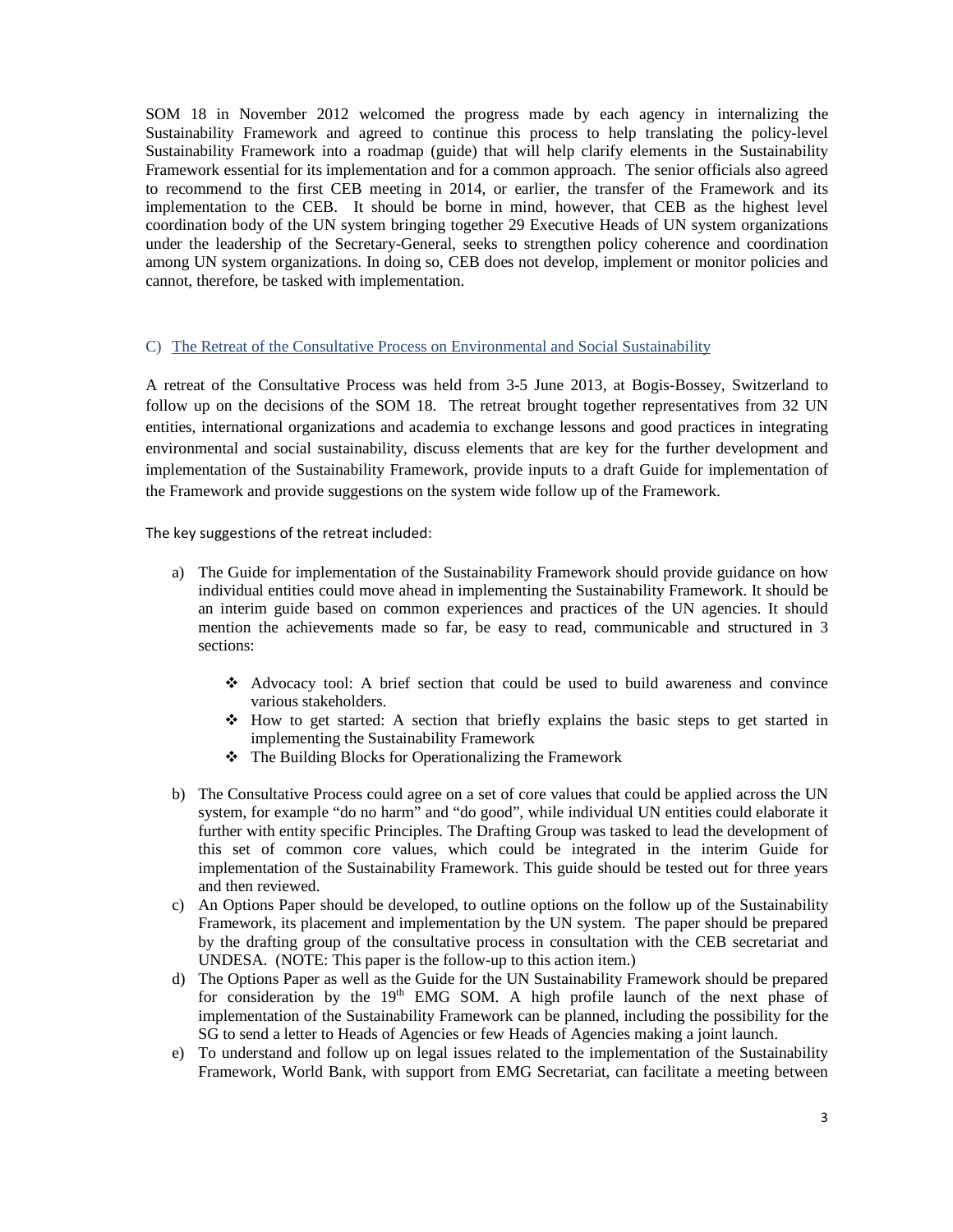SOM 18 in November 2012 welcomed the progress made by each agency in internalizing the Sustainability Framework and agreed to continue this process to help translating the policy-level Sustainability Framework into a roadmap (guide) that will help clarify elements in the Sustainability Framework essential for its implementation and for a common approach. The senior officials also agreed to recommend to the first CEB meeting in 2014, or earlier, the transfer of the Framework and its implementation to the CEB. It should be borne in mind, however, that CEB as the highest level coordination body of the UN system bringing together 29 Executive Heads of UN system organizations under the leadership of the Secretary-General, seeks to strengthen policy coherence and coordination among UN system organizations. In doing so, CEB does not develop, implement or monitor policies and cannot, therefore, be tasked with implementation.

### C) The Retreat of the Consultative Process on Environmental and Social Sustainability

A retreat of the Consultative Process was held from 3-5 June 2013, at Bogis-Bossey, Switzerland to follow up on the decisions of the SOM 18. The retreat brought together representatives from 32 UN entities, international organizations and academia to exchange lessons and good practices in integrating environmental and social sustainability, discuss elements that are key for the further development and implementation of the Sustainability Framework, provide inputs to a draft Guide for implementation of the Framework and provide suggestions on the system wide follow up of the Framework.

The key suggestions of the retreat included:

a) The Guide for implementation of the Sustainability Framework should provide guidance on how individual entities could move ahead in implementing the Sustainability Framework. It should be an interim guide based on common experiences and practices of the UN agencies. It should mention the achievements made so far, be easy to read, communicable and structured in 3 sections:

   - Advocacy tool: A brief section that could be used to build awareness and convince various stakeholders.
   - How to get started: A section that briefly explains the basic steps to get started in implementing the Sustainability Framework
   - The Building Blocks for Operationalizing the Framework

b) The Consultative Process could agree on a set of core values that could be applied across the UN system, for example "do no harm" and "do good", while individual UN entities could elaborate it further with entity specific Principles. The Drafting Group was tasked to lead the development of this set of common core values, which could be integrated in the interim Guide for implementation of the Sustainability Framework. This guide should be tested out for three years and then reviewed.

c) An Options Paper should be developed, to outline options on the follow up of the Sustainability Framework, its placement and implementation by the UN system. The paper should be prepared by the drafting group of the consultative process in consultation with the CEB secretariat and UNDESA. (NOTE: This paper is the follow-up to this action item.)

d) The Options Paper as well as the Guide for the UN Sustainability Framework should be prepared for consideration by the 19th EMG SOM. A high profile launch of the next phase of implementation of the Sustainability Framework can be planned, including the possibility for the SG to send a letter to Heads of Agencies or few Heads of Agencies making a joint launch.

e) To understand and follow up on legal issues related to the implementation of the Sustainability Framework, World Bank, with support from EMG Secretariat, can facilitate a meeting between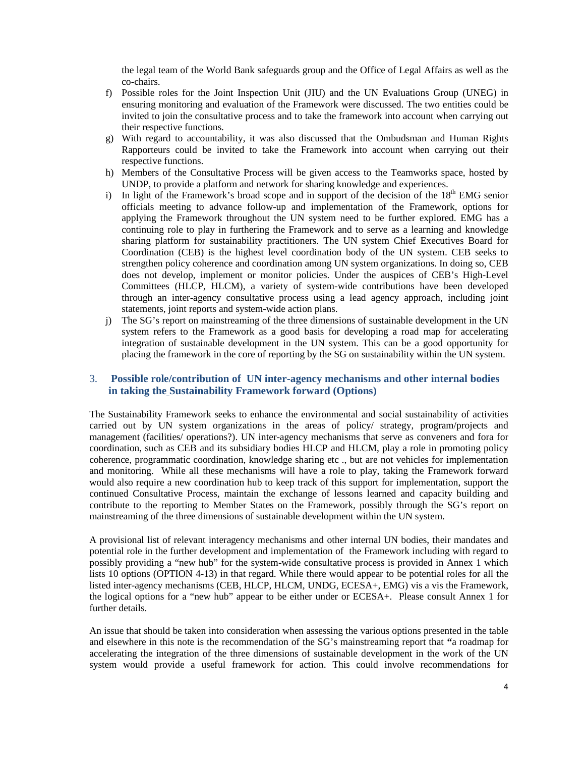the legal team of the World Bank safeguards group and the Office of Legal Affairs as well as the co-chairs.

f) Possible roles for the Joint Inspection Unit (JIU) and the UN Evaluations Group (UNEG) in ensuring monitoring and evaluation of the Framework were discussed. The two entities could be invited to join the consultative process and to take the framework into account when carrying out their respective functions.

g) With regard to accountability, it was also discussed that the Ombudsman and Human Rights Rapporteurs could be invited to take the Framework into account when carrying out their respective functions.

h) Members of the Consultative Process will be given access to the Teamworks space, hosted by UNDP, to provide a platform and network for sharing knowledge and experiences.

i) In light of the Framework's broad scope and in support of the decision of the 18th EMG senior officials meeting to advance follow-up and implementation of the Framework, options for applying the Framework throughout the UN system need to be further explored. EMG has a continuing role to play in furthering the Framework and to serve as a learning and knowledge sharing platform for sustainability practitioners. The UN system Chief Executives Board for Coordination (CEB) is the highest level coordination body of the UN system. CEB seeks to strengthen policy coherence and coordination among UN system organizations. In doing so, CEB does not develop, implement or monitor policies. Under the auspices of CEB's High-Level Committees (HLCP, HLCM), a variety of system-wide contributions have been developed through an inter-agency consultative process using a lead agency approach, including joint statements, joint reports and system-wide action plans.

j) The SG's report on mainstreaming of the three dimensions of sustainable development in the UN system refers to the Framework as a good basis for developing a road map for accelerating integration of sustainable development in the UN system. This can be a good opportunity for placing the framework in the core of reporting by the SG on sustainability within the UN system.

## 3. Possible role/contribution of UN inter-agency mechanisms and other internal bodies in taking the Sustainability Framework forward (Options)

The Sustainability Framework seeks to enhance the environmental and social sustainability of activities carried out by UN system organizations in the areas of policy/ strategy, program/projects and management (facilities/ operations?). UN inter-agency mechanisms that serve as conveners and fora for coordination, such as CEB and its subsidiary bodies HLCP and HLCM, play a role in promoting policy coherence, programmatic coordination, knowledge sharing etc ., but are not vehicles for implementation and monitoring. While all these mechanisms will have a role to play, taking the Framework forward would also require a new coordination hub to keep track of this support for implementation, support the continued Consultative Process, maintain the exchange of lessons learned and capacity building and contribute to the reporting to Member States on the Framework, possibly through the SG's report on mainstreaming of the three dimensions of sustainable development within the UN system.

A provisional list of relevant interagency mechanisms and other internal UN bodies, their mandates and potential role in the further development and implementation of the Framework including with regard to possibly providing a "new hub" for the system-wide consultative process is provided in Annex 1 which lists 10 options (OPTION 4-13) in that regard. While there would appear to be potential roles for all the listed inter-agency mechanisms (CEB, HLCP, HLCM, UNDG, ECESA+, EMG) vis a vis the Framework, the logical options for a "new hub" appear to be either under or ECESA+. Please consult Annex 1 for further details.

An issue that should be taken into consideration when assessing the various options presented in the table and elsewhere in this note is the recommendation of the SG's mainstreaming report that **"**a roadmap for accelerating the integration of the three dimensions of sustainable development in the work of the UN system would provide a useful framework for action. This could involve recommendations for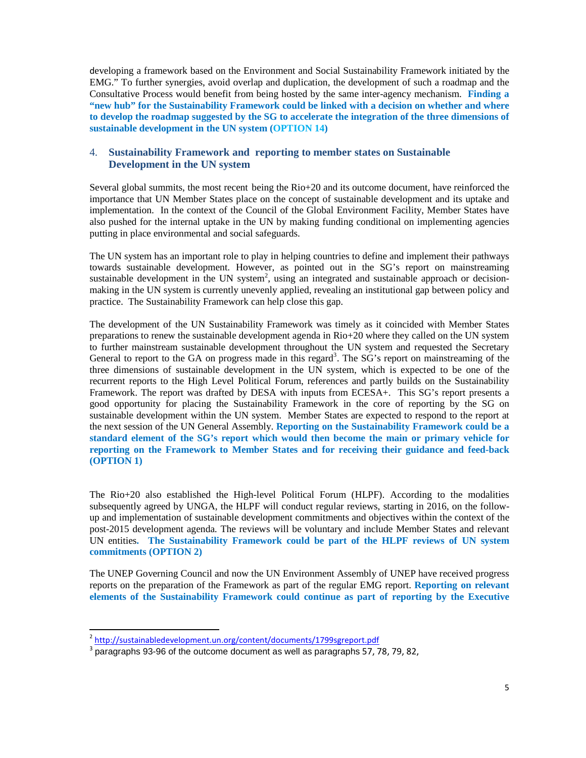developing a framework based on the Environment and Social Sustainability Framework initiated by the EMG." To further synergies, avoid overlap and duplication, the development of such a roadmap and the Consultative Process would benefit from being hosted by the same inter-agency mechanism. **Finding a "new hub" for the Sustainability Framework could be linked with a decision on whether and where to develop the roadmap suggested by the SG to accelerate the integration of the three dimensions of sustainable development in the UN system (OPTION 14)**

## 4. Sustainability Framework and reporting to member states on Sustainable Development in the UN system

Several global summits, the most recent being the Rio+20 and its outcome document, have reinforced the importance that UN Member States place on the concept of sustainable development and its uptake and implementation. In the context of the Council of the Global Environment Facility, Member States have also pushed for the internal uptake in the UN by making funding conditional on implementing agencies putting in place environmental and social safeguards.

The UN system has an important role to play in helping countries to define and implement their pathways towards sustainable development. However, as pointed out in the SG's report on mainstreaming sustainable development in the UN system[2], using an integrated and sustainable approach or decision-making in the UN system is currently unevenly applied, revealing an institutional gap between policy and practice. The Sustainability Framework can help close this gap.

The development of the UN Sustainability Framework was timely as it coincided with Member States preparations to renew the sustainable development agenda in Rio+20 where they called on the UN system to further mainstream sustainable development throughout the UN system and requested the Secretary General to report to the GA on progress made in this regard[3]. The SG's report on mainstreaming of the three dimensions of sustainable development in the UN system, which is expected to be one of the recurrent reports to the High Level Political Forum, references and partly builds on the Sustainability Framework. The report was drafted by DESA with inputs from ECESA+. This SG's report presents a good opportunity for placing the Sustainability Framework in the core of reporting by the SG on sustainable development within the UN system. Member States are expected to respond to the report at the next session of the UN General Assembly. **Reporting on the Sustainability Framework could be a standard element of the SG's report which would then become the main or primary vehicle for reporting on the Framework to Member States and for receiving their guidance and feed-back (OPTION 1)**

The Rio+20 also established the High-level Political Forum (HLPF). According to the modalities subsequently agreed by UNGA, the HLPF will conduct regular reviews, starting in 2016, on the follow-up and implementation of sustainable development commitments and objectives within the context of the post-2015 development agenda. The reviews will be voluntary and include Member States and relevant UN entities. **The Sustainability Framework could be part of the HLPF reviews of UN system commitments (OPTION 2)**

The UNEP Governing Council and now the UN Environment Assembly of UNEP have received progress reports on the preparation of the Framework as part of the regular EMG report. **Reporting on relevant elements of the Sustainability Framework could continue as part of reporting by the Executive**

---

[2] http://sustainabledevelopment.un.org/content/documents/1799sgreport.pdf

[3] paragraphs 93-96 of the outcome document as well as paragraphs 57, 78, 79, 82,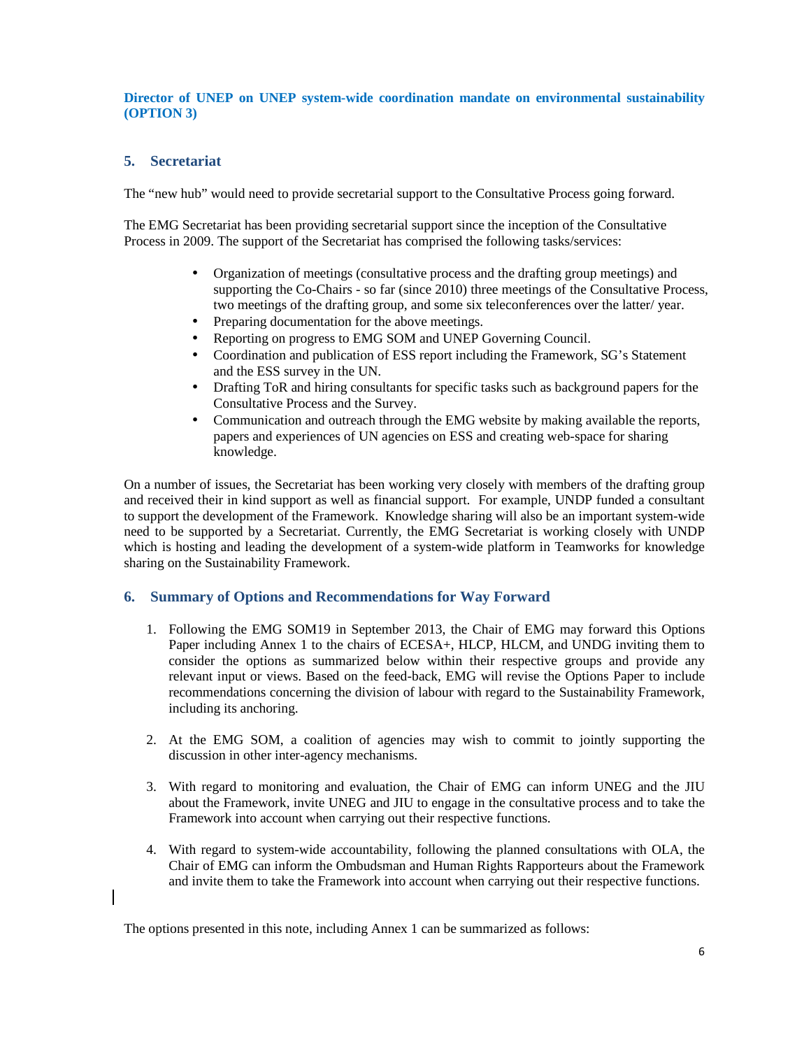**Director of UNEP on UNEP system-wide coordination mandate on environmental sustainability (OPTION 3)**

## 5. Secretariat

The "new hub" would need to provide secretarial support to the Consultative Process going forward.

The EMG Secretariat has been providing secretarial support since the inception of the Consultative Process in 2009. The support of the Secretariat has comprised the following tasks/services:

- Organization of meetings (consultative process and the drafting group meetings) and supporting the Co-Chairs - so far (since 2010) three meetings of the Consultative Process, two meetings of the drafting group, and some six teleconferences over the latter/ year.
- Preparing documentation for the above meetings.
- Reporting on progress to EMG SOM and UNEP Governing Council.
- Coordination and publication of ESS report including the Framework, SG's Statement and the ESS survey in the UN.
- Drafting ToR and hiring consultants for specific tasks such as background papers for the Consultative Process and the Survey.
- Communication and outreach through the EMG website by making available the reports, papers and experiences of UN agencies on ESS and creating web-space for sharing knowledge.

On a number of issues, the Secretariat has been working very closely with members of the drafting group and received their in kind support as well as financial support. For example, UNDP funded a consultant to support the development of the Framework. Knowledge sharing will also be an important system-wide need to be supported by a Secretariat. Currently, the EMG Secretariat is working closely with UNDP which is hosting and leading the development of a system-wide platform in Teamworks for knowledge sharing on the Sustainability Framework.

## 6. Summary of Options and Recommendations for Way Forward

1. Following the EMG SOM19 in September 2013, the Chair of EMG may forward this Options Paper including Annex 1 to the chairs of ECESA+, HLCP, HLCM, and UNDG inviting them to consider the options as summarized below within their respective groups and provide any relevant input or views. Based on the feed-back, EMG will revise the Options Paper to include recommendations concerning the division of labour with regard to the Sustainability Framework, including its anchoring.

2. At the EMG SOM, a coalition of agencies may wish to commit to jointly supporting the discussion in other inter-agency mechanisms.

3. With regard to monitoring and evaluation, the Chair of EMG can inform UNEG and the JIU about the Framework, invite UNEG and JIU to engage in the consultative process and to take the Framework into account when carrying out their respective functions.

4. With regard to system-wide accountability, following the planned consultations with OLA, the Chair of EMG can inform the Ombudsman and Human Rights Rapporteurs about the Framework and invite them to take the Framework into account when carrying out their respective functions.

The options presented in this note, including Annex 1 can be summarized as follows: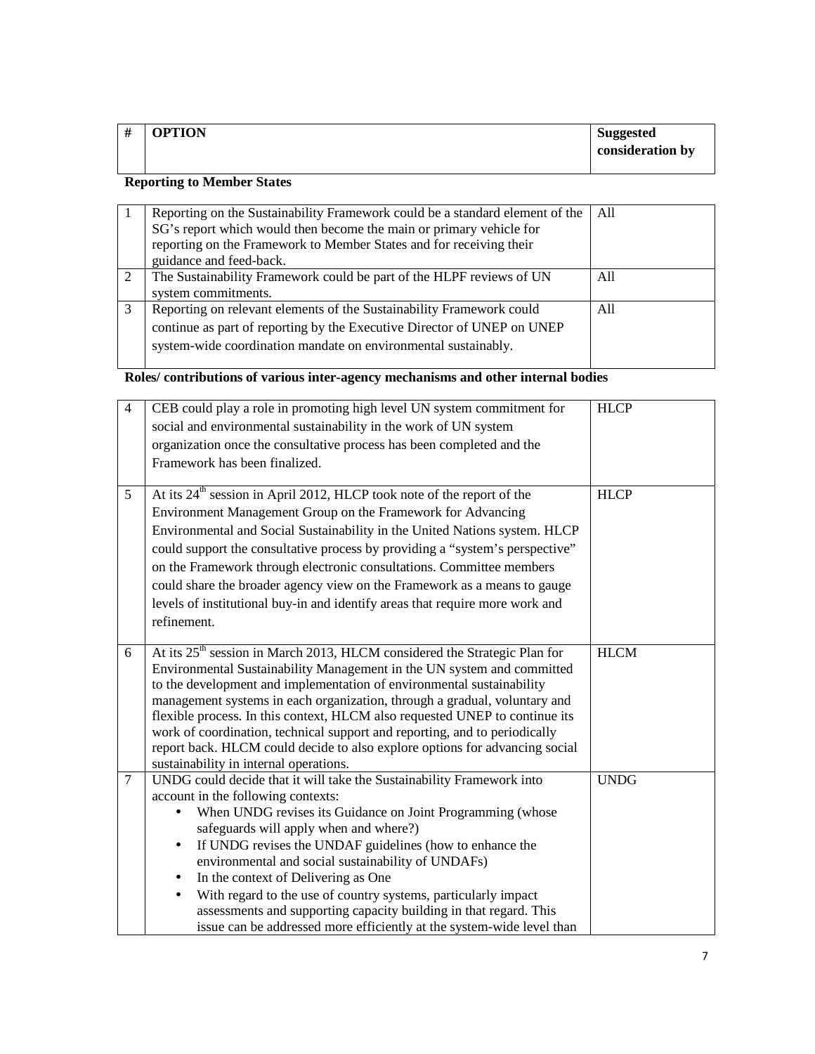| # | OPTION | Suggested consideration by |
|---|---|---|

**Reporting to Member States**

| # | OPTION | Suggested consideration by |
|---|---|---|
| 1 | Reporting on the Sustainability Framework could be a standard element of the SG's report which would then become the main or primary vehicle for reporting on the Framework to Member States and for receiving their guidance and feed-back. | All |
| 2 | The Sustainability Framework could be part of the HLPF reviews of UN system commitments. | All |
| 3 | Reporting on relevant elements of the Sustainability Framework could continue as part of reporting by the Executive Director of UNEP on UNEP system-wide coordination mandate on environmental sustainably. | All |

**Roles/ contributions of various inter-agency mechanisms and other internal bodies**

| # | OPTION | Suggested consideration by |
|---|---|---|
| 4 | CEB could play a role in promoting high level UN system commitment for social and environmental sustainability in the work of UN system organization once the consultative process has been completed and the Framework has been finalized. | HLCP |
| 5 | At its 24th session in April 2012, HLCP took note of the report of the Environment Management Group on the Framework for Advancing Environmental and Social Sustainability in the United Nations system. HLCP could support the consultative process by providing a "system's perspective" on the Framework through electronic consultations. Committee members could share the broader agency view on the Framework as a means to gauge levels of institutional buy-in and identify areas that require more work and refinement. | HLCP |
| 6 | At its 25th session in March 2013, HLCM considered the Strategic Plan for Environmental Sustainability Management in the UN system and committed to the development and implementation of environmental sustainability management systems in each organization, through a gradual, voluntary and flexible process. In this context, HLCM also requested UNEP to continue its work of coordination, technical support and reporting, and to periodically report back. HLCM could decide to also explore options for advancing social sustainability in internal operations. | HLCM |
| 7 | UNDG could decide that it will take the Sustainability Framework into account in the following contexts:<br>• When UNDG revises its Guidance on Joint Programming (whose safeguards will apply when and where?)<br>• If UNDG revises the UNDAF guidelines (how to enhance the environmental and social sustainability of UNDAFs)<br>• In the context of Delivering as One<br>• With regard to the use of country systems, particularly impact assessments and supporting capacity building in that regard. This issue can be addressed more efficiently at the system-wide level than | UNDG |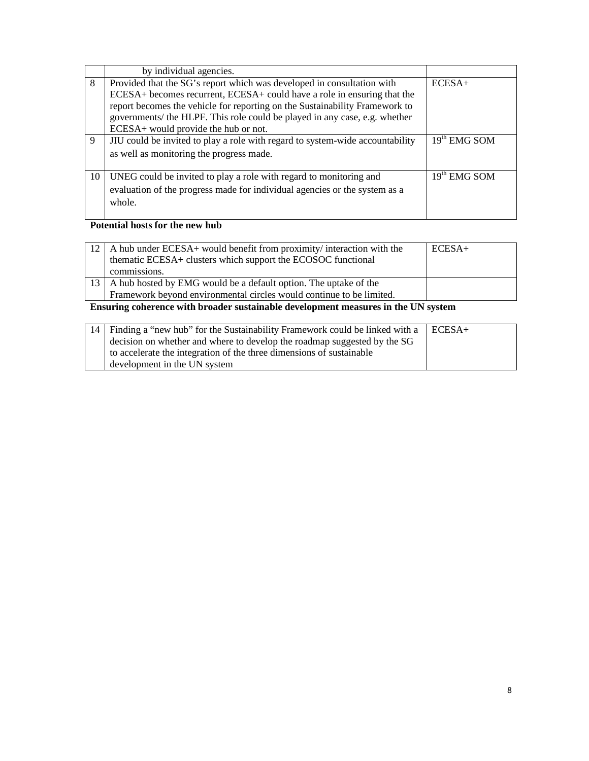| | | |
|---|---|---|
| | by individual agencies. | |
| 8 | Provided that the SG's report which was developed in consultation with ECESA+ becomes recurrent, ECESA+ could have a role in ensuring that the report becomes the vehicle for reporting on the Sustainability Framework to governments/ the HLPF. This role could be played in any case, e.g. whether ECESA+ would provide the hub or not. | ECESA+ |
| 9 | JIU could be invited to play a role with regard to system-wide accountability as well as monitoring the progress made. | 19th EMG SOM |
| 10 | UNEG could be invited to play a role with regard to monitoring and evaluation of the progress made for individual agencies or the system as a whole. | 19th EMG SOM |

**Potential hosts for the new hub**

| | | |
|---|---|---|
| 12 | A hub under ECESA+ would benefit from proximity/ interaction with the thematic ECESA+ clusters which support the ECOSOC functional commissions. | ECESA+ |
| 13 | A hub hosted by EMG would be a default option. The uptake of the Framework beyond environmental circles would continue to be limited. | |

**Ensuring coherence with broader sustainable development measures in the UN system**

| | | |
|---|---|---|
| 14 | Finding a "new hub" for the Sustainability Framework could be linked with a decision on whether and where to develop the roadmap suggested by the SG to accelerate the integration of the three dimensions of sustainable development in the UN system | ECESA+ |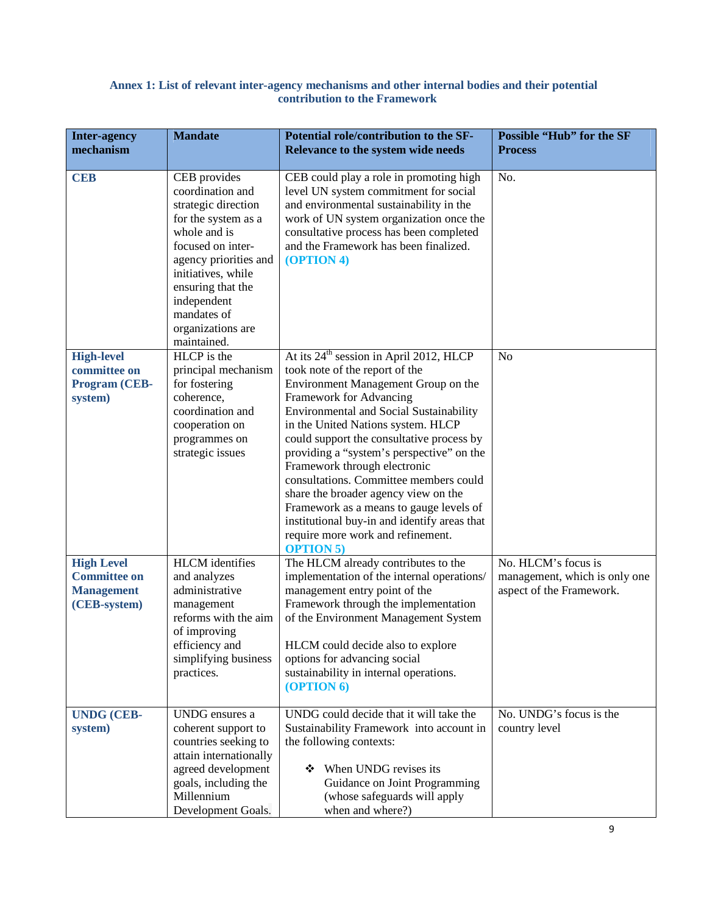### Annex 1: List of relevant inter-agency mechanisms and other internal bodies and their potential contribution to the Framework

| Inter-agency mechanism | Mandate | Potential role/contribution to the SF- Relevance to the system wide needs | Possible "Hub" for the SF Process |
|---|---|---|---|
| **CEB** | CEB provides coordination and strategic direction for the system as a whole and is focused on inter-agency priorities and initiatives, while ensuring that the independent mandates of organizations are maintained. | CEB could play a role in promoting high level UN system commitment for social and environmental sustainability in the work of UN system organization once the consultative process has been completed and the Framework has been finalized. **(OPTION 4)** | No. |
| **High-level committee on Program (CEB-system)** | HLCP is the principal mechanism for fostering coherence, coordination and cooperation on programmes on strategic issues | At its 24th session in April 2012, HLCP took note of the report of the Environment Management Group on the Framework for Advancing Environmental and Social Sustainability in the United Nations system. HLCP could support the consultative process by providing a "system's perspective" on the Framework through electronic consultations. Committee members could share the broader agency view on the Framework as a means to gauge levels of institutional buy-in and identify areas that require more work and refinement. **OPTION 5)** | No |
| **High Level Committee on Management (CEB-system)** | HLCM identifies and analyzes administrative management reforms with the aim of improving efficiency and simplifying business practices. | The HLCM already contributes to the implementation of the internal operations/ management entry point of the Framework through the implementation of the Environment Management System<br><br>HLCM could decide also to explore options for advancing social sustainability in internal operations. **(OPTION 6)** | No. HLCM's focus is management, which is only one aspect of the Framework. |
| **UNDG (CEB-system)** | UNDG ensures a coherent support to countries seeking to attain internationally agreed development goals, including the Millennium Development Goals. | UNDG could decide that it will take the Sustainability Framework into account in the following contexts:<br><br>❖ When UNDG revises its Guidance on Joint Programming (whose safeguards will apply when and where?) | No. UNDG's focus is the country level |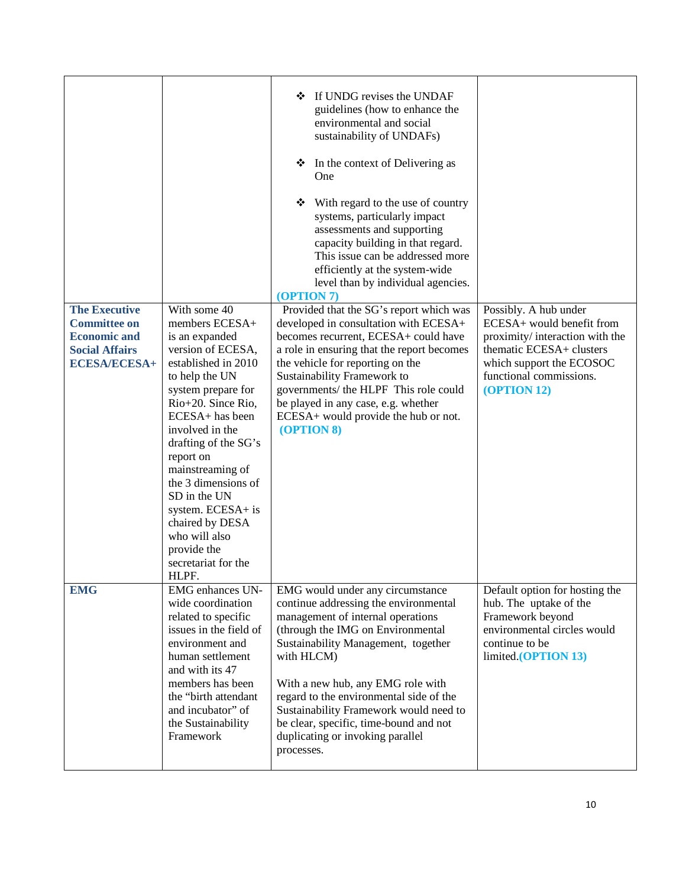| | | | |
|---|---|---|---|
| | | ❖ If UNDG revises the UNDAF guidelines (how to enhance the environmental and social sustainability of UNDAFs)<br><br>❖ In the context of Delivering as One<br><br>❖ With regard to the use of country systems, particularly impact assessments and supporting capacity building in that regard. This issue can be addressed more efficiently at the system-wide level than by individual agencies.<br>**(OPTION 7)** | |
| **The Executive Committee on Economic and Social Affairs ECESA/ECESA+** | With some 40 members ECESA+ is an expanded version of ECESA, established in 2010 to help the UN system prepare for Rio+20. Since Rio, ECESA+ has been involved in the drafting of the SG's report on mainstreaming of the 3 dimensions of SD in the UN system. ECESA+ is chaired by DESA who will also provide the secretariat for the HLPF. | Provided that the SG's report which was developed in consultation with ECESA+ becomes recurrent, ECESA+ could have a role in ensuring that the report becomes the vehicle for reporting on the Sustainability Framework to governments/ the HLPF This role could be played in any case, e.g. whether ECESA+ would provide the hub or not. **(OPTION 8)** | Possibly. A hub under ECESA+ would benefit from proximity/ interaction with the thematic ECESA+ clusters which support the ECOSOC functional commissions. **(OPTION 12)** |
| **EMG** | EMG enhances UN-wide coordination related to specific issues in the field of environment and human settlement and with its 47 members has been the "birth attendant and incubator" of the Sustainability Framework | EMG would under any circumstance continue addressing the environmental management of internal operations (through the IMG on Environmental Sustainability Management, together with HLCM)<br><br>With a new hub, any EMG role with regard to the environmental side of the Sustainability Framework would need to be clear, specific, time-bound and not duplicating or invoking parallel processes. | Default option for hosting the hub. The uptake of the Framework beyond environmental circles would continue to be limited.**(OPTION 13)** |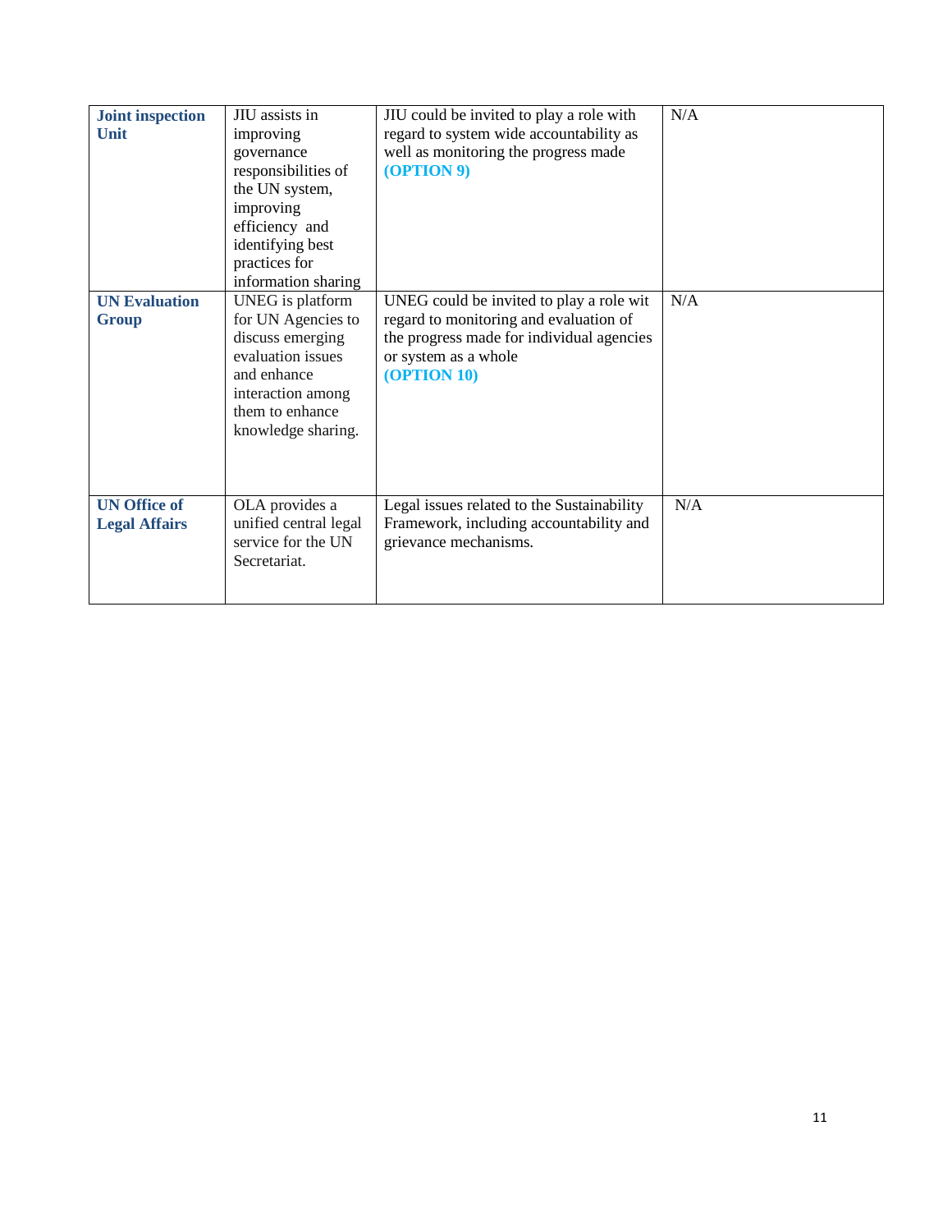| | | | |
|---|---|---|---|
| **Joint inspection Unit** | JIU assists in improving governance responsibilities of the UN system, improving efficiency and identifying best practices for information sharing | JIU could be invited to play a role with regard to system wide accountability as well as monitoring the progress made **(OPTION 9)** | N/A |
| **UN Evaluation Group** | UNEG is platform for UN Agencies to discuss emerging evaluation issues and enhance interaction among them to enhance knowledge sharing. | UNEG could be invited to play a role wit regard to monitoring and evaluation of the progress made for individual agencies or system as a whole **(OPTION 10)** | N/A |
| **UN Office of Legal Affairs** | OLA provides a unified central legal service for the UN Secretariat. | Legal issues related to the Sustainability Framework, including accountability and grievance mechanisms. | N/A |